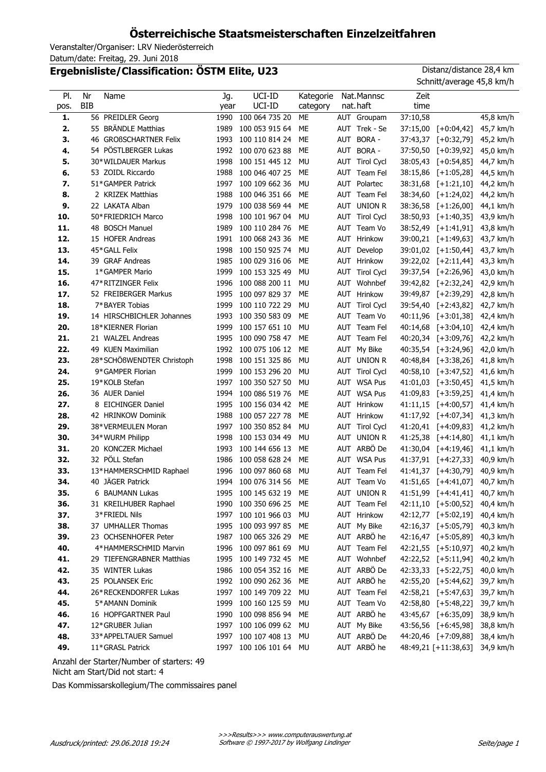# Österreichische Staatsmeisterschaften Einzelzeitfahren

Veranstalter/Organiser: LRV Niederösterreich
Datum/date: Freitag, 29. Juni 2018

## Ergebnisliste/Classification: ÖSTM Elite, U23

Distanz/distance 28,4 km
Schnitt/average 45,8 km/h

| Pl. pos. | Nr BIB | Name | Jg. year | UCI-ID UCI-ID | Kategorie category | Nat. nat. | Mannschaft | Zeit time | | |
|---|---|---|---|---|---|---|---|---|---|---|
| **1.** | 56 | PREIDLER Georg | 1990 | 100 064 735 20 | ME | AUT | Groupam | 37:10,58 | | 45,8 km/h |
| **2.** | 55 | BRÄNDLE Matthias | 1989 | 100 053 915 64 | ME | AUT | Trek - Se | 37:15,00 | [+0:04,42] | 45,7 km/h |
| **3.** | 46 | GROßSCHARTNER Felix | 1993 | 100 110 814 24 | ME | AUT | BORA - | 37:43,37 | [+0:32,79] | 45,2 km/h |
| **4.** | 54 | PÖSTLBERGER Lukas | 1992 | 100 070 623 88 | ME | AUT | BORA - | 37:50,50 | [+0:39,92] | 45,0 km/h |
| **5.** | 30* | WILDAUER Markus | 1998 | 100 151 445 12 | MU | AUT | Tirol Cycl | 38:05,43 | [+0:54,85] | 44,7 km/h |
| **6.** | 53 | ZOIDL Riccardo | 1988 | 100 046 407 25 | ME | AUT | Team Fel | 38:15,86 | [+1:05,28] | 44,5 km/h |
| **7.** | 51* | GAMPER Patrick | 1997 | 100 109 662 36 | MU | AUT | Polartec | 38:31,68 | [+1:21,10] | 44,2 km/h |
| **8.** | 2 | KRIZEK Matthias | 1988 | 100 046 351 66 | ME | AUT | Team Fel | 38:34,60 | [+1:24,02] | 44,2 km/h |
| **9.** | 22 | LAKATA Alban | 1979 | 100 038 569 44 | ME | AUT | UNION R | 38:36,58 | [+1:26,00] | 44,1 km/h |
| **10.** | 50* | FRIEDRICH Marco | 1998 | 100 101 967 04 | MU | AUT | Tirol Cycl | 38:50,93 | [+1:40,35] | 43,9 km/h |
| **11.** | 48 | BOSCH Manuel | 1989 | 100 110 284 76 | ME | AUT | Team Vo | 38:52,49 | [+1:41,91] | 43,8 km/h |
| **12.** | 15 | HOFER Andreas | 1991 | 100 068 243 36 | ME | AUT | Hrinkow | 39:00,21 | [+1:49,63] | 43,7 km/h |
| **13.** | 45* | GALL Felix | 1998 | 100 150 925 74 | MU | AUT | Develop | 39:01,02 | [+1:50,44] | 43,7 km/h |
| **14.** | 39 | GRAF Andreas | 1985 | 100 029 316 06 | ME | AUT | Hrinkow | 39:22,02 | [+2:11,44] | 43,3 km/h |
| **15.** | 1* | GAMPER Mario | 1999 | 100 153 325 49 | MU | AUT | Tirol Cycl | 39:37,54 | [+2:26,96] | 43,0 km/h |
| **16.** | 47* | RITZINGER Felix | 1996 | 100 088 200 11 | MU | AUT | Wohnbef | 39:42,82 | [+2:32,24] | 42,9 km/h |
| **17.** | 52 | FREIBERGER Markus | 1995 | 100 097 829 37 | ME | AUT | Hrinkow | 39:49,87 | [+2:39,29] | 42,8 km/h |
| **18.** | 7* | BAYER Tobias | 1999 | 100 110 722 29 | MU | AUT | Tirol Cycl | 39:54,40 | [+2:43,82] | 42,7 km/h |
| **19.** | 14 | HIRSCHBICHLER Johannes | 1993 | 100 350 583 09 | ME | AUT | Team Vo | 40:11,96 | [+3:01,38] | 42,4 km/h |
| **20.** | 18* | KIERNER Florian | 1999 | 100 157 651 10 | MU | AUT | Team Fel | 40:14,68 | [+3:04,10] | 42,4 km/h |
| **21.** | 21 | WALZEL Andreas | 1995 | 100 090 758 47 | ME | AUT | Team Fel | 40:20,34 | [+3:09,76] | 42,2 km/h |
| **22.** | 49 | KUEN Maximilian | 1992 | 100 075 106 12 | ME | AUT | My Bike | 40:35,54 | [+3:24,96] | 42,0 km/h |
| **23.** | 28* | SCHÖßWENDTER Christoph | 1998 | 100 151 325 86 | MU | AUT | UNION R | 40:48,84 | [+3:38,26] | 41,8 km/h |
| **24.** | 9* | GAMPER Florian | 1999 | 100 153 296 20 | MU | AUT | Tirol Cycl | 40:58,10 | [+3:47,52] | 41,6 km/h |
| **25.** | 19* | KOLB Stefan | 1997 | 100 350 527 50 | MU | AUT | WSA Pus | 41:01,03 | [+3:50,45] | 41,5 km/h |
| **26.** | 36 | AUER Daniel | 1994 | 100 086 519 76 | ME | AUT | WSA Pus | 41:09,83 | [+3:59,25] | 41,4 km/h |
| **27.** | 8 | EICHINGER Daniel | 1995 | 100 156 034 42 | ME | AUT | Hrinkow | 41:11,15 | [+4:00,57] | 41,4 km/h |
| **28.** | 42 | HRINKOW Dominik | 1988 | 100 057 227 78 | ME | AUT | Hrinkow | 41:17,92 | [+4:07,34] | 41,3 km/h |
| **29.** | 38* | VERMEULEN Moran | 1997 | 100 350 852 84 | MU | AUT | Tirol Cycl | 41:20,41 | [+4:09,83] | 41,2 km/h |
| **30.** | 34* | WURM Philipp | 1998 | 100 153 034 49 | MU | AUT | UNION R | 41:25,38 | [+4:14,80] | 41,1 km/h |
| **31.** | 20 | KONCZER Michael | 1993 | 100 144 656 13 | ME | AUT | ARBÖ De | 41:30,04 | [+4:19,46] | 41,1 km/h |
| **32.** | 32 | PÖLL Stefan | 1986 | 100 058 628 24 | ME | AUT | WSA Pus | 41:37,91 | [+4:27,33] | 40,9 km/h |
| **33.** | 13* | HAMMERSCHMID Raphael | 1996 | 100 097 860 68 | MU | AUT | Team Fel | 41:41,37 | [+4:30,79] | 40,9 km/h |
| **34.** | 40 | JÄGER Patrick | 1994 | 100 076 314 56 | ME | AUT | Team Vo | 41:51,65 | [+4:41,07] | 40,7 km/h |
| **35.** | 6 | BAUMANN Lukas | 1995 | 100 145 632 19 | ME | AUT | UNION R | 41:51,99 | [+4:41,41] | 40,7 km/h |
| **36.** | 31 | KREILHUBER Raphael | 1990 | 100 350 696 25 | ME | AUT | Team Fel | 42:11,10 | [+5:00,52] | 40,4 km/h |
| **37.** | 3* | FRIEDL Nils | 1997 | 100 101 966 03 | MU | AUT | Hrinkow | 42:12,77 | [+5:02,19] | 40,4 km/h |
| **38.** | 37 | UMHALLER Thomas | 1995 | 100 093 997 85 | ME | AUT | My Bike | 42:16,37 | [+5:05,79] | 40,3 km/h |
| **39.** | 23 | OCHSENHOFER Peter | 1987 | 100 065 326 29 | ME | AUT | ARBÖ he | 42:16,47 | [+5:05,89] | 40,3 km/h |
| **40.** | 4* | HAMMERSCHMID Marvin | 1996 | 100 097 861 69 | MU | AUT | Team Fel | 42:21,55 | [+5:10,97] | 40,2 km/h |
| **41.** | 29 | TIEFENGRABNER Matthias | 1995 | 100 149 732 45 | ME | AUT | Wohnbef | 42:22,52 | [+5:11,94] | 40,2 km/h |
| **42.** | 35 | WINTER Lukas | 1986 | 100 054 352 16 | ME | AUT | ARBÖ De | 42:33,33 | [+5:22,75] | 40,0 km/h |
| **43.** | 25 | POLANSEK Eric | 1992 | 100 090 262 36 | ME | AUT | ARBÖ he | 42:55,20 | [+5:44,62] | 39,7 km/h |
| **44.** | 26* | RECKENDORFER Lukas | 1997 | 100 149 709 22 | MU | AUT | Team Fel | 42:58,21 | [+5:47,63] | 39,7 km/h |
| **45.** | 5* | AMANN Dominik | 1999 | 100 160 125 59 | MU | AUT | Team Vo | 42:58,80 | [+5:48,22] | 39,7 km/h |
| **46.** | 16 | HOPFGARTNER Paul | 1990 | 100 098 856 94 | ME | AUT | ARBÖ he | 43:45,67 | [+6:35,09] | 38,9 km/h |
| **47.** | 12* | GRUBER Julian | 1997 | 100 106 099 62 | MU | AUT | My Bike | 43:56,56 | [+6:45,98] | 38,8 km/h |
| **48.** | 33* | APPELTAUER Samuel | 1997 | 100 107 408 13 | MU | AUT | ARBÖ De | 44:20,46 | [+7:09,88] | 38,4 km/h |
| **49.** | 11* | GRASL Patrick | 1997 | 100 106 101 64 | MU | AUT | ARBÖ he | 48:49,21 | [+11:38,63] | 34,9 km/h |

Anzahl der Starter/Number of starters: 49
Nicht am Start/Did not start: 4

Das Kommissarskollegium/The commissaires panel

>>>Results>>> www.computerauswertung.at
Software © 1997-2017 by Wolfgang Lindinger

Ausdruck/printed: 29.06.2018 19:24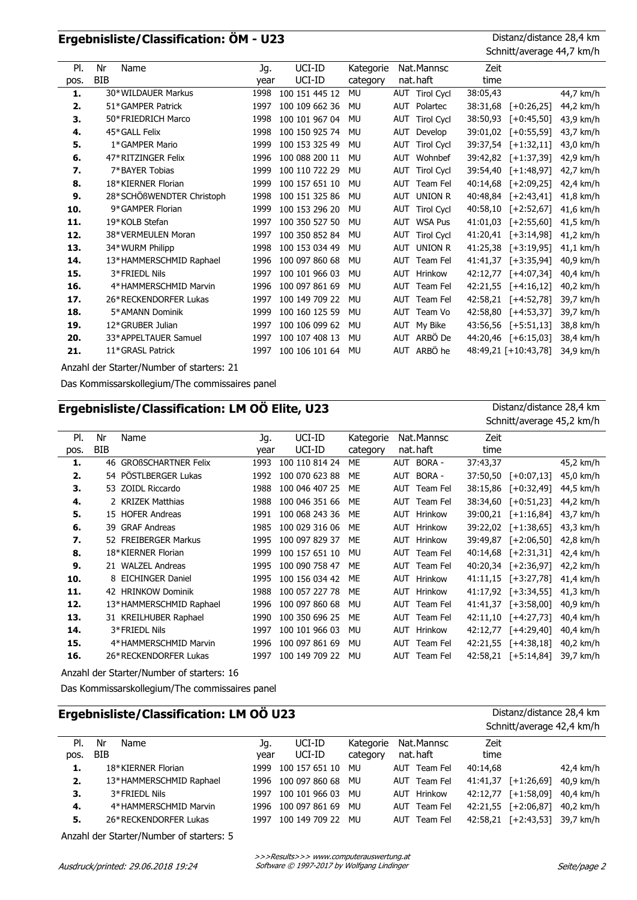## Ergebnisliste/Classification: ÖM - U23

Distanz/distance 28,4 km
Schnitt/average 44,7 km/h

| Pl. pos. | Nr BIB | Name | Jg. year | UCI-ID UCI-ID | Kategorie category | Nat. nat. | Mannschaft | Zeit time | | |
|---|---|---|---|---|---|---|---|---|---|---|
| 1. | 30* | WILDAUER Markus | 1998 | 100 151 445 12 | MU | AUT | Tirol Cycl | 38:05,43 | | 44,7 km/h |
| 2. | 51* | GAMPER Patrick | 1997 | 100 109 662 36 | MU | AUT | Polartec | 38:31,68 | [+0:26,25] | 44,2 km/h |
| 3. | 50* | FRIEDRICH Marco | 1998 | 100 101 967 04 | MU | AUT | Tirol Cycl | 38:50,93 | [+0:45,50] | 43,9 km/h |
| 4. | 45* | GALL Felix | 1998 | 100 150 925 74 | MU | AUT | Develop | 39:01,02 | [+0:55,59] | 43,7 km/h |
| 5. | 1* | GAMPER Mario | 1999 | 100 153 325 49 | MU | AUT | Tirol Cycl | 39:37,54 | [+1:32,11] | 43,0 km/h |
| 6. | 47* | RITZINGER Felix | 1996 | 100 088 200 11 | MU | AUT | Wohnbef | 39:42,82 | [+1:37,39] | 42,9 km/h |
| 7. | 7* | BAYER Tobias | 1999 | 100 110 722 29 | MU | AUT | Tirol Cycl | 39:54,40 | [+1:48,97] | 42,7 km/h |
| 8. | 18* | KIERNER Florian | 1999 | 100 157 651 10 | MU | AUT | Team Fel | 40:14,68 | [+2:09,25] | 42,4 km/h |
| 9. | 28* | SCHÖßWENDTER Christoph | 1998 | 100 151 325 86 | MU | AUT | UNION R | 40:48,84 | [+2:43,41] | 41,8 km/h |
| 10. | 9* | GAMPER Florian | 1999 | 100 153 296 20 | MU | AUT | Tirol Cycl | 40:58,10 | [+2:52,67] | 41,6 km/h |
| 11. | 19* | KOLB Stefan | 1997 | 100 350 527 50 | MU | AUT | WSA Pus | 41:01,03 | [+2:55,60] | 41,5 km/h |
| 12. | 38* | VERMEULEN Moran | 1997 | 100 350 852 84 | MU | AUT | Tirol Cycl | 41:20,41 | [+3:14,98] | 41,2 km/h |
| 13. | 34* | WURM Philipp | 1998 | 100 153 034 49 | MU | AUT | UNION R | 41:25,38 | [+3:19,95] | 41,1 km/h |
| 14. | 13* | HAMMERSCHMID Raphael | 1996 | 100 097 860 68 | MU | AUT | Team Fel | 41:41,37 | [+3:35,94] | 40,9 km/h |
| 15. | 3* | FRIEDL Nils | 1997 | 100 101 966 03 | MU | AUT | Hrinkow | 42:12,77 | [+4:07,34] | 40,4 km/h |
| 16. | 4* | HAMMERSCHMID Marvin | 1996 | 100 097 861 69 | MU | AUT | Team Fel | 42:21,55 | [+4:16,12] | 40,2 km/h |
| 17. | 26* | RECKENDORFER Lukas | 1997 | 100 149 709 22 | MU | AUT | Team Fel | 42:58,21 | [+4:52,78] | 39,7 km/h |
| 18. | 5* | AMANN Dominik | 1999 | 100 160 125 59 | MU | AUT | Team Vo | 42:58,80 | [+4:53,37] | 39,7 km/h |
| 19. | 12* | GRUBER Julian | 1997 | 100 106 099 62 | MU | AUT | My Bike | 43:56,56 | [+5:51,13] | 38,8 km/h |
| 20. | 33* | APPELTAUER Samuel | 1997 | 100 107 408 13 | MU | AUT | ARBÖ De | 44:20,46 | [+6:15,03] | 38,4 km/h |
| 21. | 11* | GRASL Patrick | 1997 | 100 106 101 64 | MU | AUT | ARBÖ he | 48:49,21 | [+10:43,78] | 34,9 km/h |

Anzahl der Starter/Number of starters: 21

Das Kommissarskollegium/The commissaires panel

## Ergebnisliste/Classification: LM OÖ Elite, U23

Distanz/distance 28,4 km
Schnitt/average 45,2 km/h

| Pl. pos. | Nr BIB | Name | Jg. year | UCI-ID UCI-ID | Kategorie category | Nat. nat. | Mannschaft | Zeit time | | |
|---|---|---|---|---|---|---|---|---|---|---|
| 1. | 46 | GROßSCHARTNER Felix | 1993 | 100 110 814 24 | ME | AUT | BORA - | 37:43,37 | | 45,2 km/h |
| 2. | 54 | PÖSTLBERGER Lukas | 1992 | 100 070 623 88 | ME | AUT | BORA - | 37:50,50 | [+0:07,13] | 45,0 km/h |
| 3. | 53 | ZOIDL Riccardo | 1988 | 100 046 407 25 | ME | AUT | Team Fel | 38:15,86 | [+0:32,49] | 44,5 km/h |
| 4. | 2 | KRIZEK Matthias | 1988 | 100 046 351 66 | ME | AUT | Team Fel | 38:34,60 | [+0:51,23] | 44,2 km/h |
| 5. | 15 | HOFER Andreas | 1991 | 100 068 243 36 | ME | AUT | Hrinkow | 39:00,21 | [+1:16,84] | 43,7 km/h |
| 6. | 39 | GRAF Andreas | 1985 | 100 029 316 06 | ME | AUT | Hrinkow | 39:22,02 | [+1:38,65] | 43,3 km/h |
| 7. | 52 | FREIBERGER Markus | 1995 | 100 097 829 37 | ME | AUT | Hrinkow | 39:49,87 | [+2:06,50] | 42,8 km/h |
| 8. | 18* | KIERNER Florian | 1999 | 100 157 651 10 | MU | AUT | Team Fel | 40:14,68 | [+2:31,31] | 42,4 km/h |
| 9. | 21 | WALZEL Andreas | 1995 | 100 090 758 47 | ME | AUT | Team Fel | 40:20,34 | [+2:36,97] | 42,2 km/h |
| 10. | 8 | EICHINGER Daniel | 1995 | 100 156 034 42 | ME | AUT | Hrinkow | 41:11,15 | [+3:27,78] | 41,4 km/h |
| 11. | 42 | HRINKOW Dominik | 1988 | 100 057 227 78 | ME | AUT | Hrinkow | 41:17,92 | [+3:34,55] | 41,3 km/h |
| 12. | 13* | HAMMERSCHMID Raphael | 1996 | 100 097 860 68 | MU | AUT | Team Fel | 41:41,37 | [+3:58,00] | 40,9 km/h |
| 13. | 31 | KREILHUBER Raphael | 1990 | 100 350 696 25 | ME | AUT | Team Fel | 42:11,10 | [+4:27,73] | 40,4 km/h |
| 14. | 3* | FRIEDL Nils | 1997 | 100 101 966 03 | MU | AUT | Hrinkow | 42:12,77 | [+4:29,40] | 40,4 km/h |
| 15. | 4* | HAMMERSCHMID Marvin | 1996 | 100 097 861 69 | MU | AUT | Team Fel | 42:21,55 | [+4:38,18] | 40,2 km/h |
| 16. | 26* | RECKENDORFER Lukas | 1997 | 100 149 709 22 | MU | AUT | Team Fel | 42:58,21 | [+5:14,84] | 39,7 km/h |

Anzahl der Starter/Number of starters: 16

Das Kommissarskollegium/The commissaires panel

## Ergebnisliste/Classification: LM OÖ U23

Distanz/distance 28,4 km
Schnitt/average 42,4 km/h

| Pl. pos. | Nr BIB | Name | Jg. year | UCI-ID UCI-ID | Kategorie category | Nat. nat. | Mannschaft | Zeit time | | |
|---|---|---|---|---|---|---|---|---|---|---|
| 1. | 18* | KIERNER Florian | 1999 | 100 157 651 10 | MU | AUT | Team Fel | 40:14,68 | | 42,4 km/h |
| 2. | 13* | HAMMERSCHMID Raphael | 1996 | 100 097 860 68 | MU | AUT | Team Fel | 41:41,37 | [+1:26,69] | 40,9 km/h |
| 3. | 3* | FRIEDL Nils | 1997 | 100 101 966 03 | MU | AUT | Hrinkow | 42:12,77 | [+1:58,09] | 40,4 km/h |
| 4. | 4* | HAMMERSCHMID Marvin | 1996 | 100 097 861 69 | MU | AUT | Team Fel | 42:21,55 | [+2:06,87] | 40,2 km/h |
| 5. | 26* | RECKENDORFER Lukas | 1997 | 100 149 709 22 | MU | AUT | Team Fel | 42:58,21 | [+2:43,53] | 39,7 km/h |

Anzahl der Starter/Number of starters: 5

*Ausdruck/printed: 29.06.2018 19:24*

*>>>Results>>> www.computerauswertung.at*
*Software © 1997-2017 by Wolfgang Lindinger*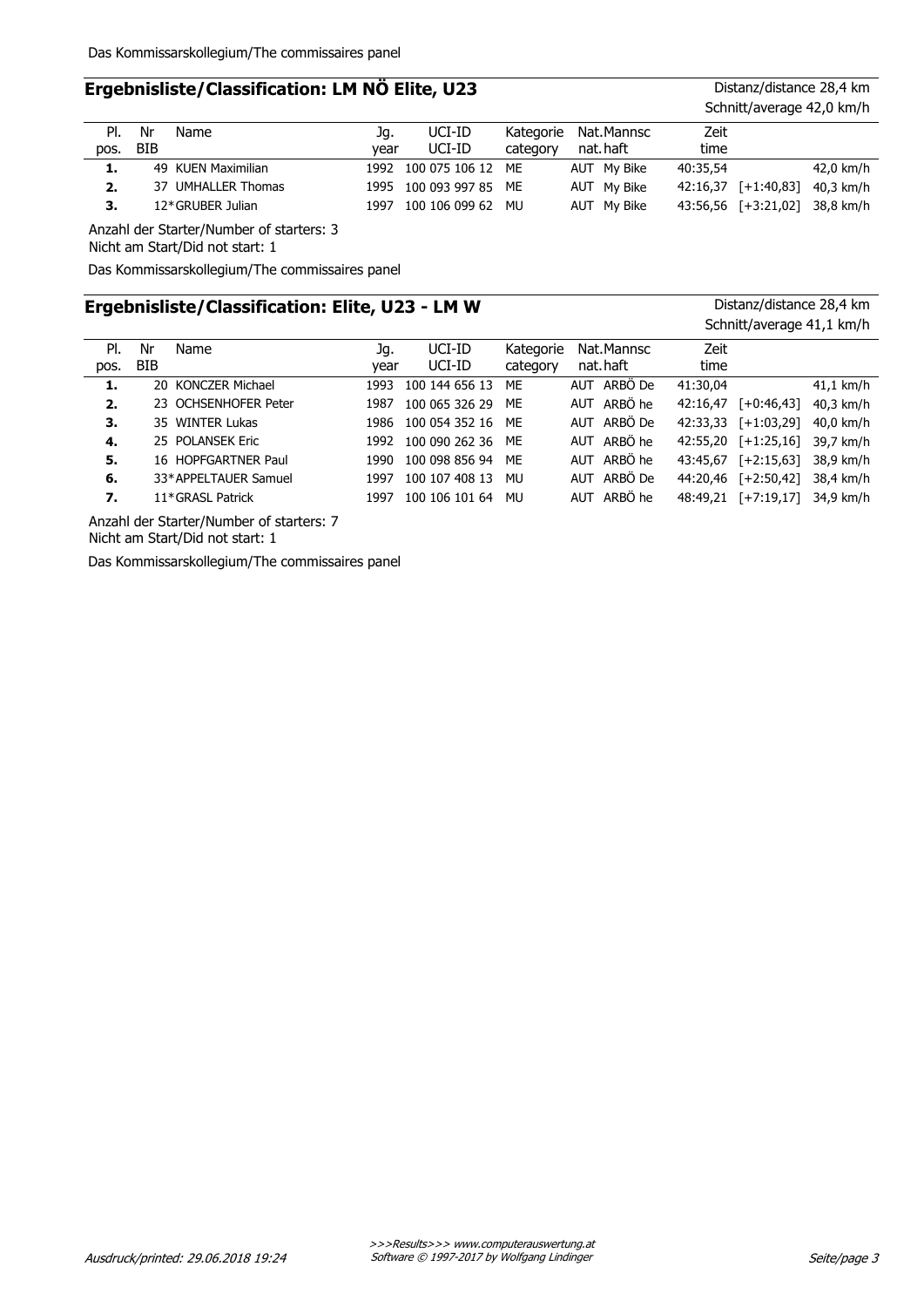Das Kommissarskollegium/The commissaires panel

## Ergebnisliste/Classification: LM NÖ Elite, U23

Distanz/distance 28,4 km
Schnitt/average 42,0 km/h

| Pl. pos. | Nr BIB | Name | Jg. year | UCI-ID UCI-ID | Kategorie category | Nat. nat. | Mannschaft | Zeit time | | |
|---|---|---|---|---|---|---|---|---|---|---|
| 1. | 49 | KUEN Maximilian | 1992 | 100 075 106 12 | ME | AUT | My Bike | 40:35,54 | | 42,0 km/h |
| 2. | 37 | UMHALLER Thomas | 1995 | 100 093 997 85 | ME | AUT | My Bike | 42:16,37 | [+1:40,83] | 40,3 km/h |
| 3. | 12* | GRUBER Julian | 1997 | 100 106 099 62 | MU | AUT | My Bike | 43:56,56 | [+3:21,02] | 38,8 km/h |

Anzahl der Starter/Number of starters: 3
Nicht am Start/Did not start: 1

Das Kommissarskollegium/The commissaires panel

## Ergebnisliste/Classification: Elite, U23 - LM W

Distanz/distance 28,4 km
Schnitt/average 41,1 km/h

| Pl. pos. | Nr BIB | Name | Jg. year | UCI-ID UCI-ID | Kategorie category | Nat. nat. | Mannschaft | Zeit time | | |
|---|---|---|---|---|---|---|---|---|---|---|
| 1. | 20 | KONCZER Michael | 1993 | 100 144 656 13 | ME | AUT | ARBÖ De | 41:30,04 | | 41,1 km/h |
| 2. | 23 | OCHSENHOFER Peter | 1987 | 100 065 326 29 | ME | AUT | ARBÖ he | 42:16,47 | [+0:46,43] | 40,3 km/h |
| 3. | 35 | WINTER Lukas | 1986 | 100 054 352 16 | ME | AUT | ARBÖ De | 42:33,33 | [+1:03,29] | 40,0 km/h |
| 4. | 25 | POLANSEK Eric | 1992 | 100 090 262 36 | ME | AUT | ARBÖ he | 42:55,20 | [+1:25,16] | 39,7 km/h |
| 5. | 16 | HOPFGARTNER Paul | 1990 | 100 098 856 94 | ME | AUT | ARBÖ he | 43:45,67 | [+2:15,63] | 38,9 km/h |
| 6. | 33* | APPELTAUER Samuel | 1997 | 100 107 408 13 | MU | AUT | ARBÖ De | 44:20,46 | [+2:50,42] | 38,4 km/h |
| 7. | 11* | GRASL Patrick | 1997 | 100 106 101 64 | MU | AUT | ARBÖ he | 48:49,21 | [+7:19,17] | 34,9 km/h |

Anzahl der Starter/Number of starters: 7
Nicht am Start/Did not start: 1

Das Kommissarskollegium/The commissaires panel

*Ausdruck/printed: 29.06.2018 19:24*

>>>Results>>> www.computerauswertung.at
Software © 1997-2017 by Wolfgang Lindinger